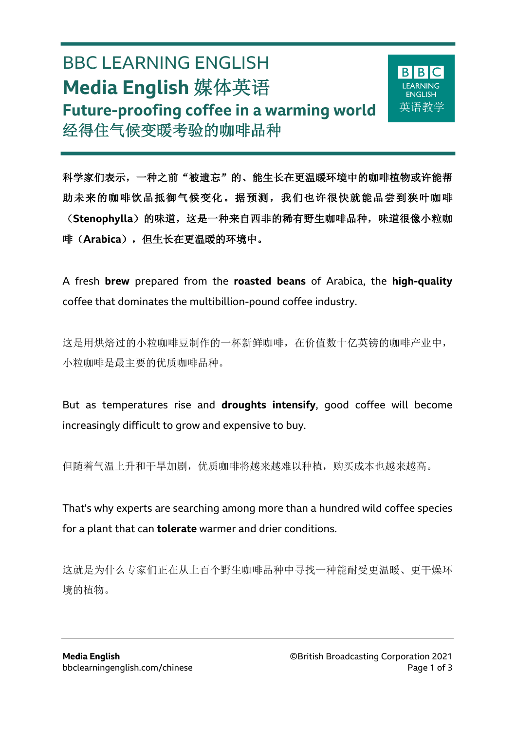# BBC LEARNING ENGLISH

## Media English 媒体英语

## Future-proofing coffee in a warming world

## 经得住气候变暖考验的咖啡品种

**科学家们表示，一种之前"被遗忘"的、能生长在更温暖环境中的咖啡植物或许能帮助未来的咖啡饮品抵御气候变化。据预测，我们也许很快就能品尝到狭叶咖啡（Stenophylla）的味道，这是一种来自西非的稀有野生咖啡品种，味道很像小粒咖啡（Arabica），但生长在更温暖的环境中。**

A fresh **brew** prepared from the **roasted beans** of Arabica, the **high-quality** coffee that dominates the multibillion-pound coffee industry.

这是用烘焙过的小粒咖啡豆制作的一杯新鲜咖啡，在价值数十亿英镑的咖啡产业中，小粒咖啡是最主要的优质咖啡品种。

But as temperatures rise and **droughts intensify**, good coffee will become increasingly difficult to grow and expensive to buy.

但随着气温上升和干旱加剧，优质咖啡将越来越难以种植，购买成本也越来越高。

That's why experts are searching among more than a hundred wild coffee species for a plant that can **tolerate** warmer and drier conditions.

这就是为什么专家们正在从上百个野生咖啡品种中寻找一种能耐受更温暖、更干燥环境的植物。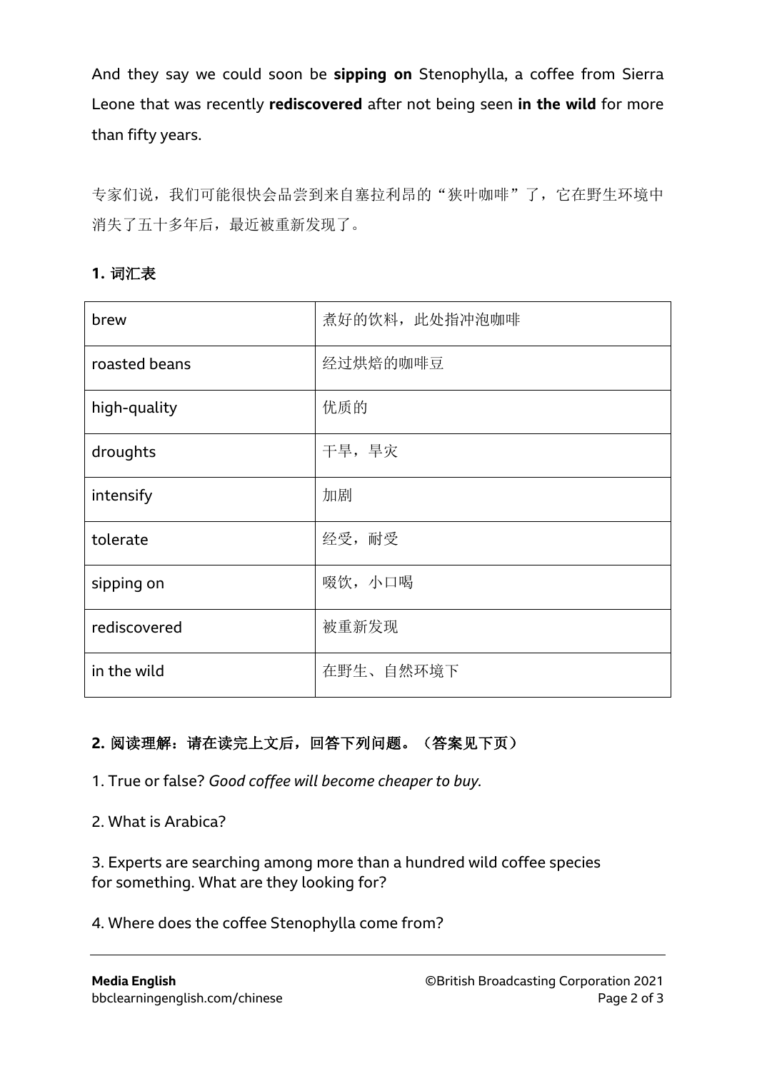And they say we could soon be **sipping on** Stenophylla, a coffee from Sierra Leone that was recently **rediscovered** after not being seen **in the wild** for more than fifty years.

专家们说，我们可能很快会品尝到来自塞拉利昂的“狭叶咖啡”了，它在野生环境中消失了五十多年后，最近被重新发现了。

**1. 词汇表**

| brew | 煮好的饮料，此处指冲泡咖啡 |
|---|---|
| roasted beans | 经过烘焙的咖啡豆 |
| high-quality | 优质的 |
| droughts | 干旱，旱灾 |
| intensify | 加剧 |
| tolerate | 经受，耐受 |
| sipping on | 啜饮，小口喝 |
| rediscovered | 被重新发现 |
| in the wild | 在野生、自然环境下 |

**2. 阅读理解：请在读完上文后，回答下列问题。（答案见下页）**

1. True or false? *Good coffee will become cheaper to buy.*

2. What is Arabica?

3. Experts are searching among more than a hundred wild coffee species for something. What are they looking for?

4. Where does the coffee Stenophylla come from?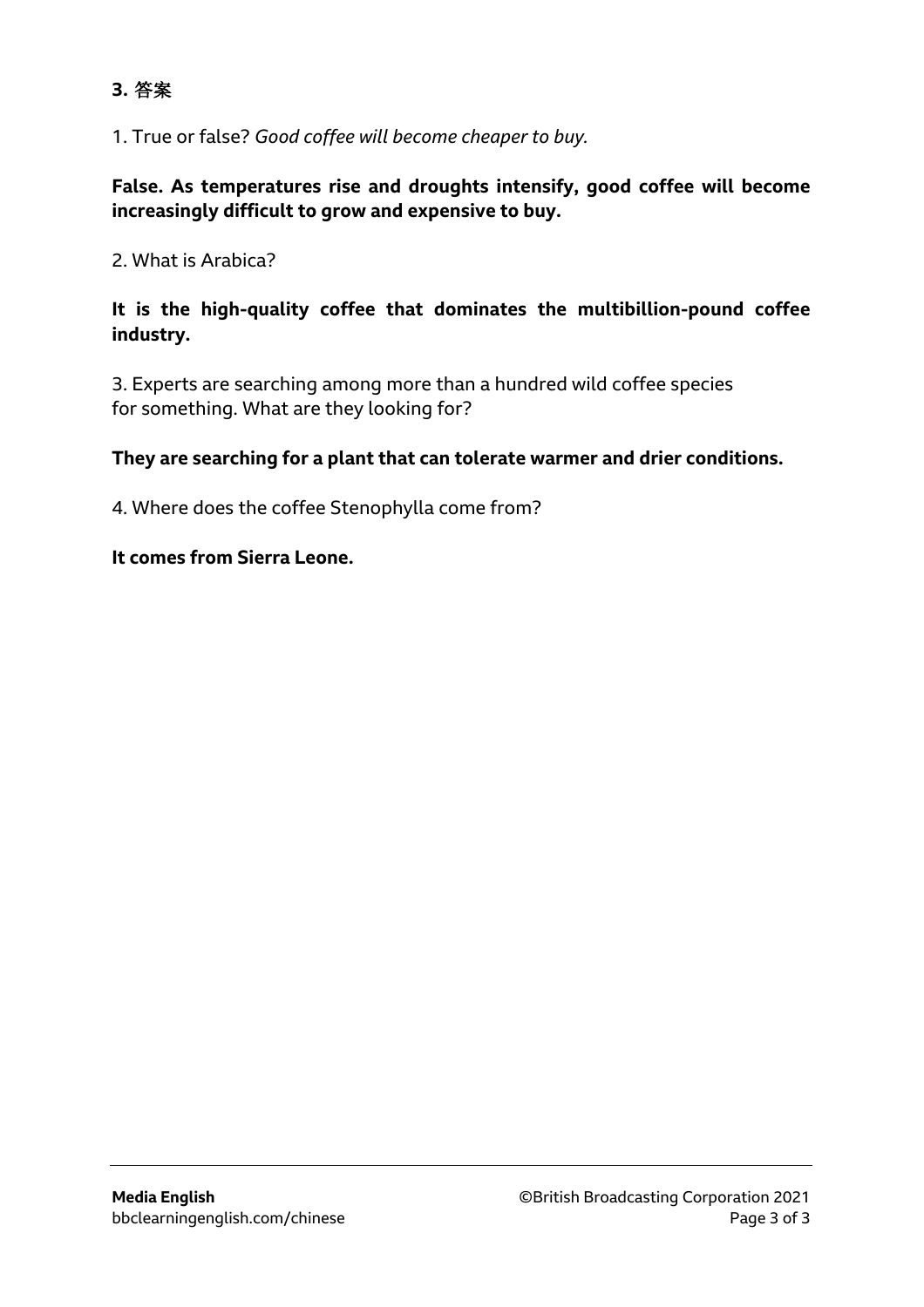### 3. 答案

1. True or false? *Good coffee will become cheaper to buy.*

**False. As temperatures rise and droughts intensify, good coffee will become increasingly difficult to grow and expensive to buy.**

2. What is Arabica?

**It is the high-quality coffee that dominates the multibillion-pound coffee industry.**

3. Experts are searching among more than a hundred wild coffee species for something. What are they looking for?

**They are searching for a plant that can tolerate warmer and drier conditions.**

4. Where does the coffee Stenophylla come from?

**It comes from Sierra Leone.**